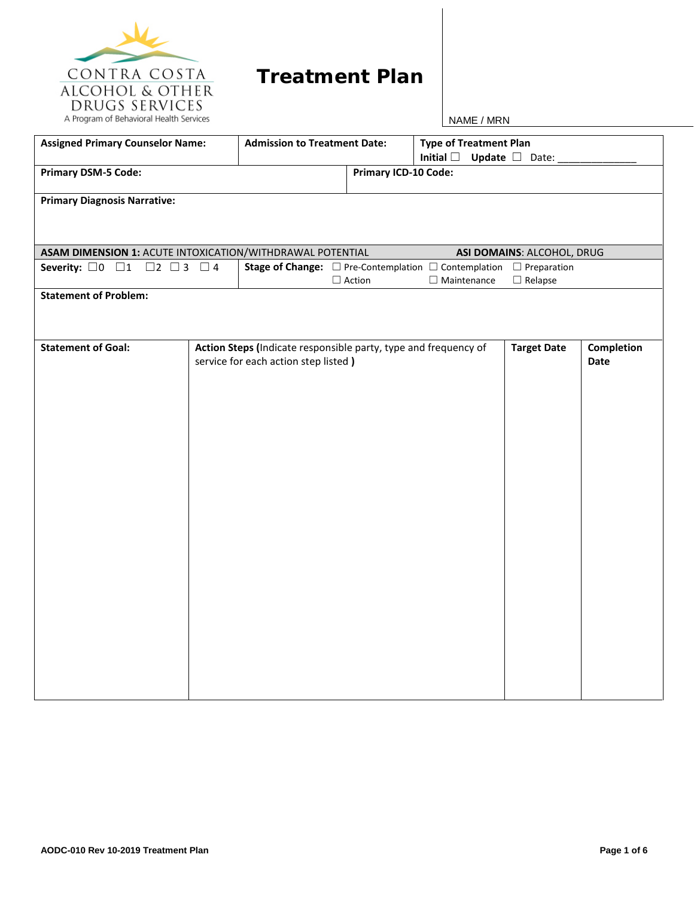CONTRA COSTA
ALCOHOL & OTHER
DRUGS SERVICES
A Program of Behavioral Health Services

# Treatment Plan

NAME / MRN

| **Assigned Primary Counselor Name:** | **Admission to Treatment Date:** | **Type of Treatment Plan** **Initial** ☐ **Update** ☐ Date: _____________ |
|---|---|---|

| **Primary DSM-5 Code:** | **Primary ICD-10 Code:** |
|---|---|

**Primary Diagnosis Narrative:**

| **ASAM DIMENSION 1:** ACUTE INTOXICATION/WITHDRAWAL POTENTIAL | **ASI DOMAINS**: ALCOHOL, DRUG |
|---|---|
| **Severity:** ☐0 ☐1 ☐2 ☐ 3 ☐ 4 | **Stage of Change:** ☐ Pre-Contemplation ☐ Contemplation ☐ Preparation ☐ Action ☐ Maintenance ☐ Relapse |

**Statement of Problem:**

| **Statement of Goal:** | **Action Steps (**Indicate responsible party, type and frequency of service for each action step listed **)** | **Target Date** | **Completion Date** |
|---|---|---|---|
| | | | |

AODC-010 Rev 10-2019 Treatment Plan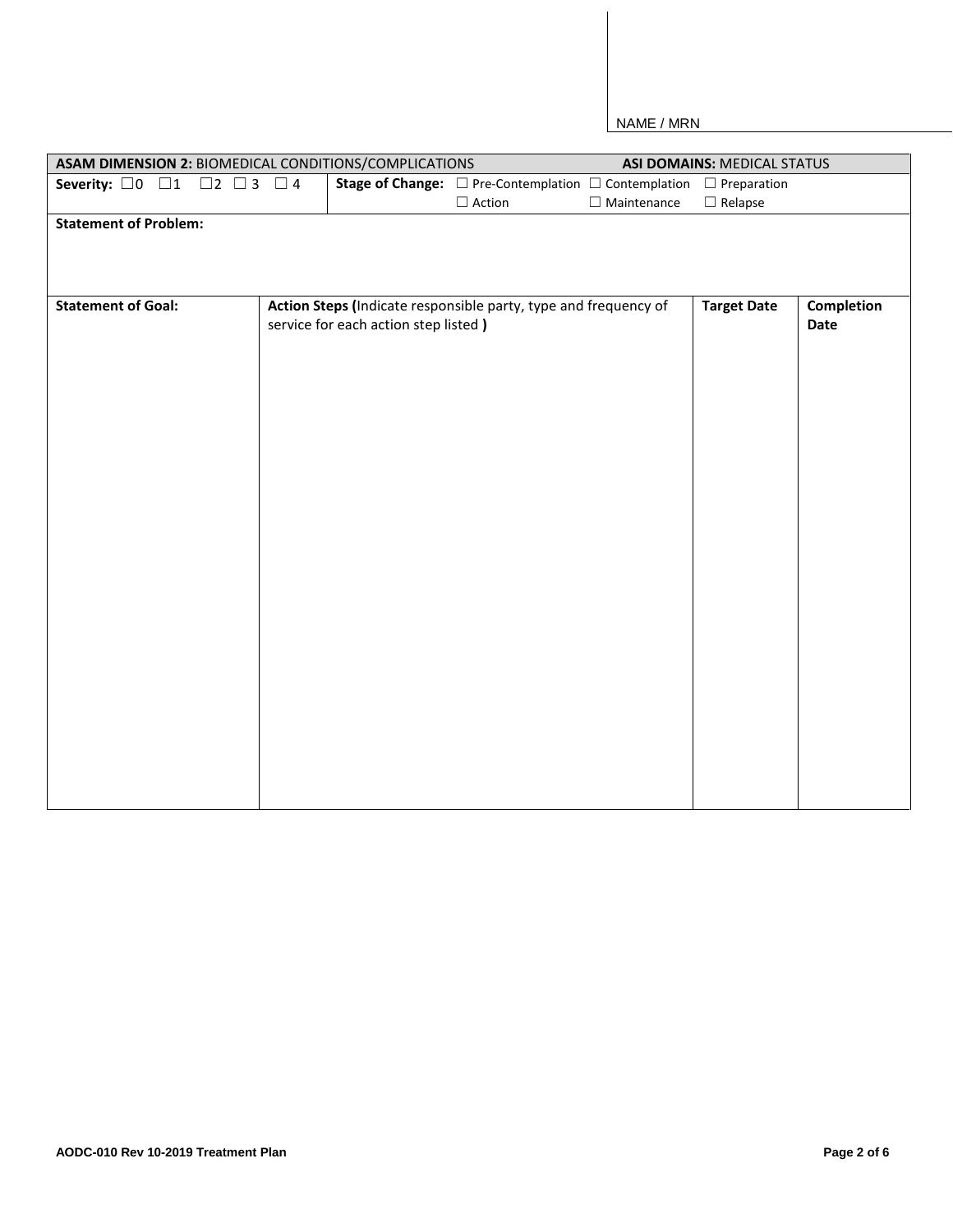NAME / MRN

| **ASAM DIMENSION 2:** BIOMEDICAL CONDITIONS/COMPLICATIONS | | **ASI DOMAINS:** MEDICAL STATUS | |
|---|---|---|---|
| **Severity:** ☐0 ☐1 ☐2 ☐3 ☐4 | **Stage of Change:** ☐ Pre-Contemplation ☐ Contemplation ☐ Preparation ☐ Action ☐ Maintenance ☐ Relapse | | |
| **Statement of Problem:** | | | |
| **Statement of Goal:** | **Action Steps (**Indicate responsible party, type and frequency of service for each action step listed **)** | **Target Date** | **Completion Date** |
| | | | |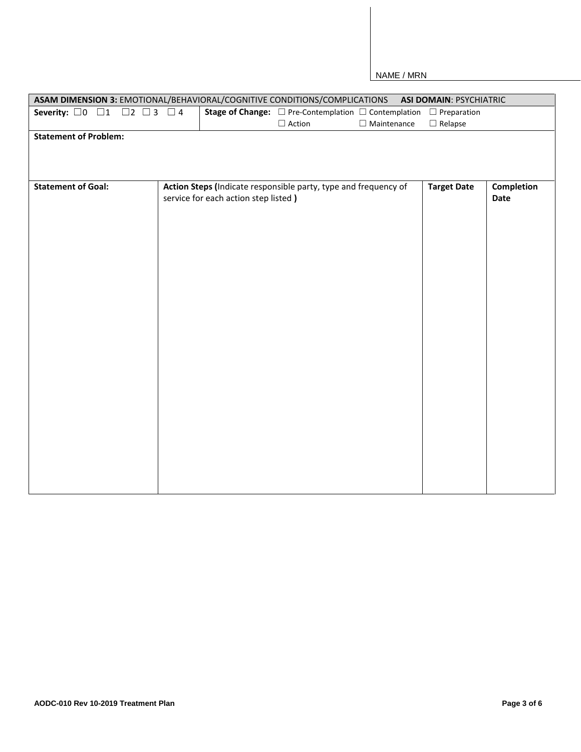NAME / MRN

| **ASAM DIMENSION 3:** EMOTIONAL/BEHAVIORAL/COGNITIVE CONDITIONS/COMPLICATIONS **ASI DOMAIN**: PSYCHIATRIC | | | |
|---|---|---|---|
| **Severity:** ☐0 ☐1 ☐2 ☐3 ☐4 | **Stage of Change:** ☐ Pre-Contemplation ☐ Contemplation ☐ Preparation ☐ Action ☐ Maintenance ☐ Relapse | | |
| **Statement of Problem:** | | | |
| **Statement of Goal:** | **Action Steps (**Indicate responsible party, type and frequency of service for each action step listed **)** | **Target Date** | **Completion Date** |
| | | | |

AODC-010 Rev 10-2019 Treatment Plan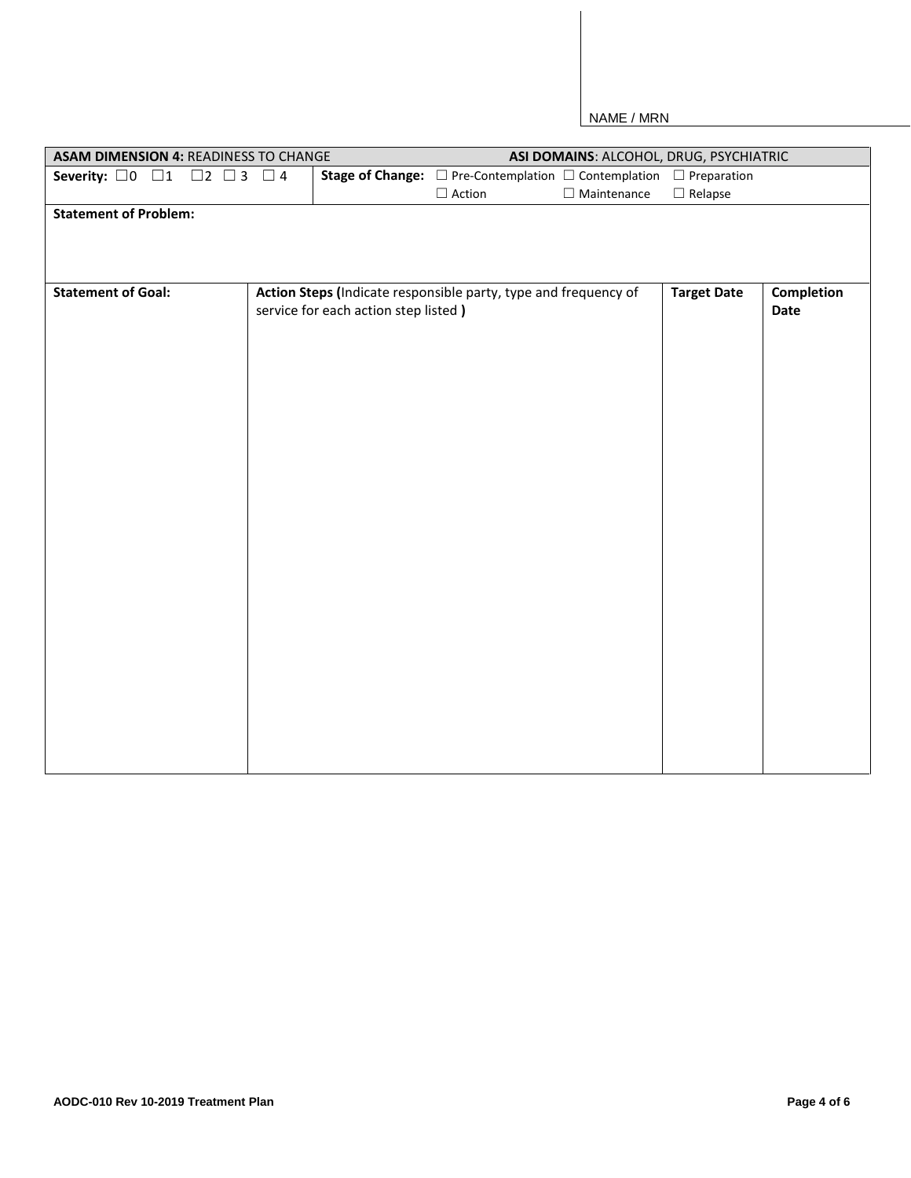NAME / MRN

| ASAM DIMENSION 4: READINESS TO CHANGE | | ASI DOMAINS: ALCOHOL, DRUG, PSYCHIATRIC | |
|---|---|---|---|
| Severity: ☐0 ☐1 ☐2 ☐3 ☐4 | Stage of Change: ☐ Pre-Contemplation ☐ Contemplation ☐ Preparation ☐ Action ☐ Maintenance ☐ Relapse | | |
| **Statement of Problem:** | | | |
| **Statement of Goal:** | **Action Steps (**Indicate responsible party, type and frequency of service for each action step listed **)** | **Target Date** | **Completion Date** |
| | | | |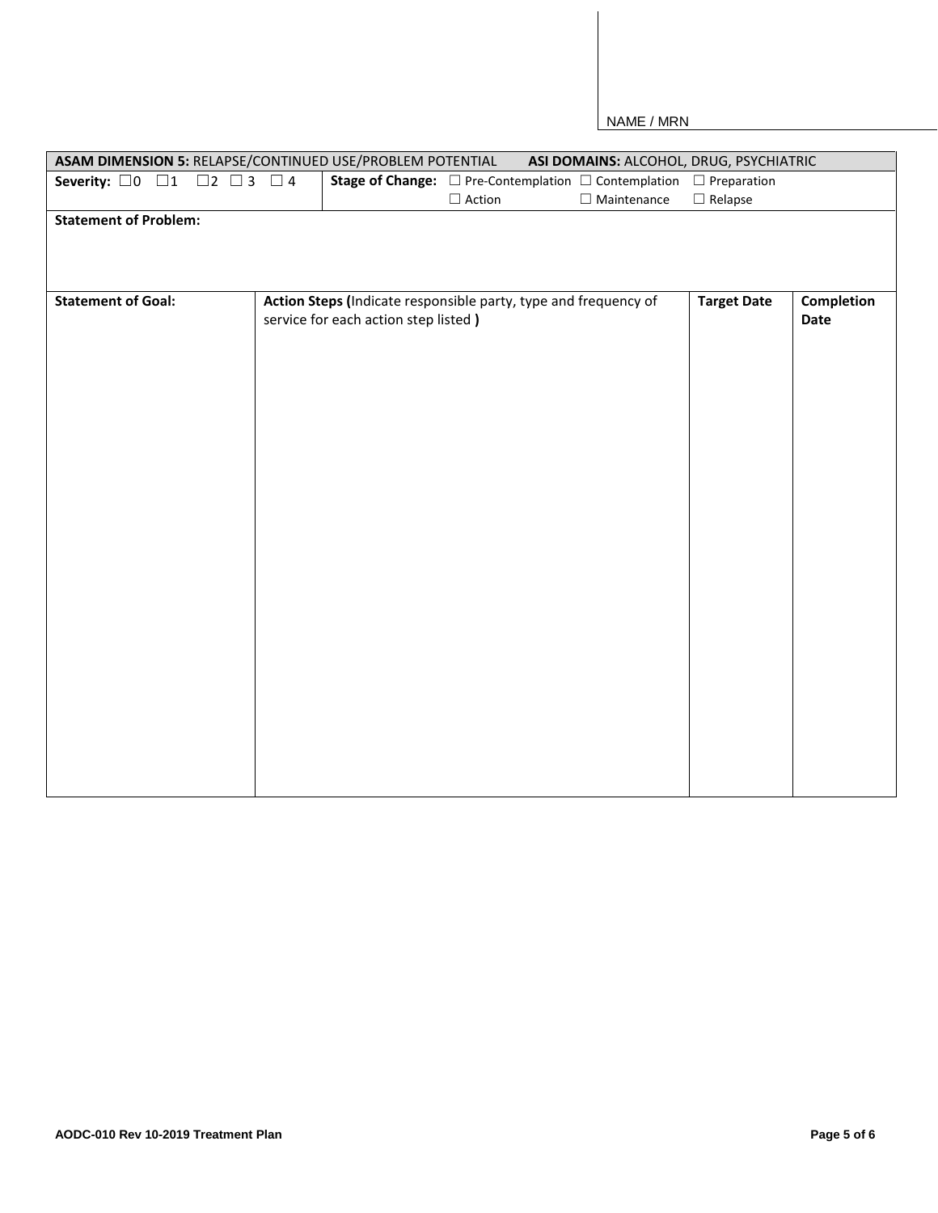NAME / MRN

| **ASAM DIMENSION 5:** RELAPSE/CONTINUED USE/PROBLEM POTENTIAL | **ASI DOMAINS:** ALCOHOL, DRUG, PSYCHIATRIC | | |
|---|---|---|---|
| **Severity:** ☐0 ☐1 ☐2 ☐3 ☐4 | **Stage of Change:** ☐ Pre-Contemplation ☐ Contemplation ☐ Preparation ☐ Action ☐ Maintenance ☐ Relapse | | |
| **Statement of Problem:** | | | |
| **Statement of Goal:** | **Action Steps (**Indicate responsible party, type and frequency of service for each action step listed **)** | **Target Date** | **Completion Date** |
| | | | |

AODC-010 Rev 10-2019 Treatment Plan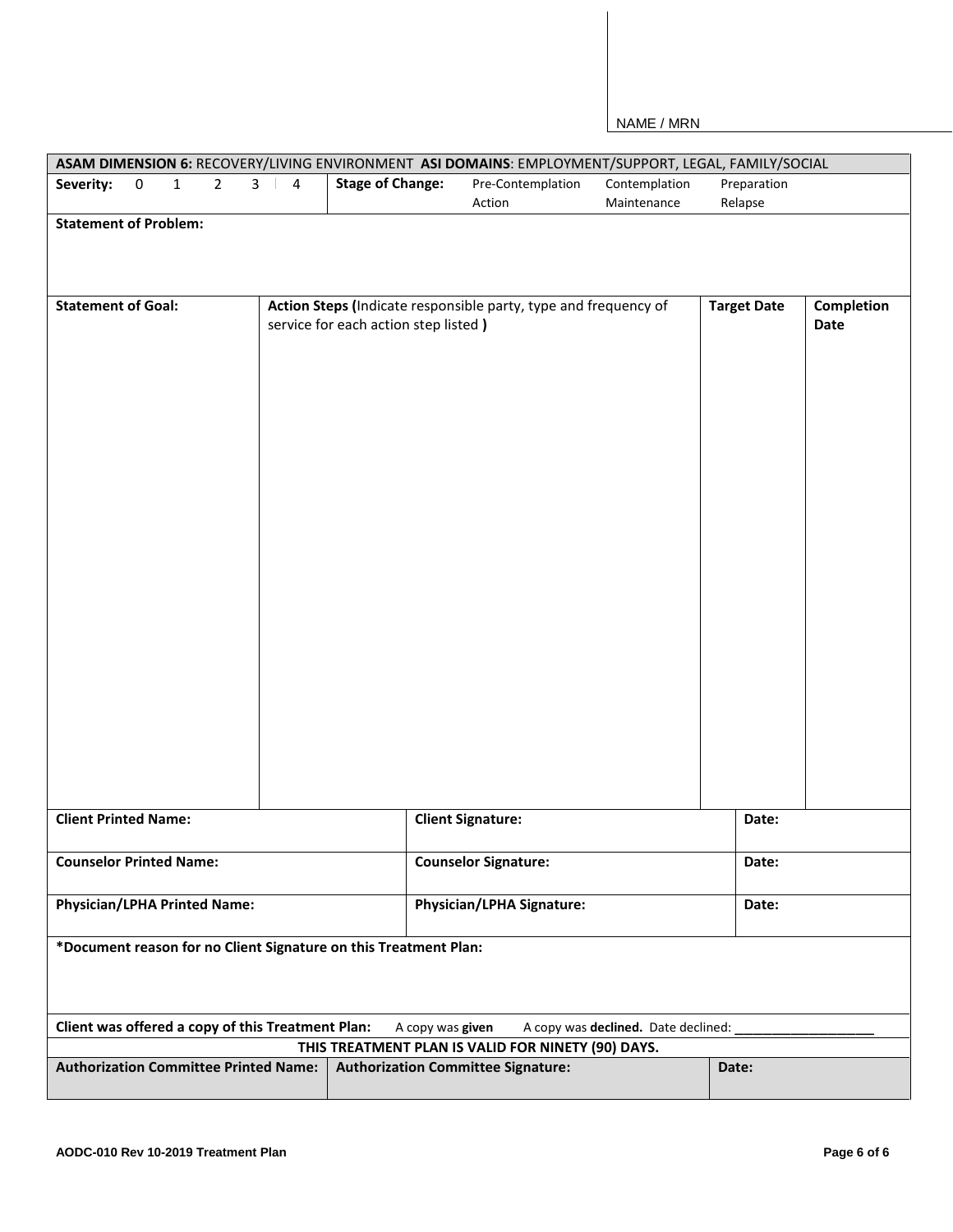NAME / MRN

| ASAM DIMENSION 6: RECOVERY/LIVING ENVIRONMENT **ASI DOMAINS**: EMPLOYMENT/SUPPORT, LEGAL, FAMILY/SOCIAL | | | |
|---|---|---|---|
| **Severity:** 0 1 2 3 4 | **Stage of Change:** Pre-Contemplation Contemplation Preparation Action Maintenance Relapse | | |
| **Statement of Problem:** | | | |
| **Statement of Goal:** | **Action Steps (**Indicate responsible party, type and frequency of service for each action step listed **)** | **Target Date** | **Completion Date** |
| | | | |

| | | |
|---|---|---|
| **Client Printed Name:** | **Client Signature:** | **Date:** |
| **Counselor Printed Name:** | **Counselor Signature:** | **Date:** |
| **Physician/LPHA Printed Name:** | **Physician/LPHA Signature:** | **Date:** |

**\*Document reason for no Client Signature on this Treatment Plan:**

**Client was offered a copy of this Treatment Plan:** A copy was **given** A copy was **declined.** Date declined: ___________________

**THIS TREATMENT PLAN IS VALID FOR NINETY (90) DAYS.**

| | | |
|---|---|---|
| **Authorization Committee Printed Name:** | **Authorization Committee Signature:** | **Date:** |

AODC-010 Rev 10-2019 Treatment Plan